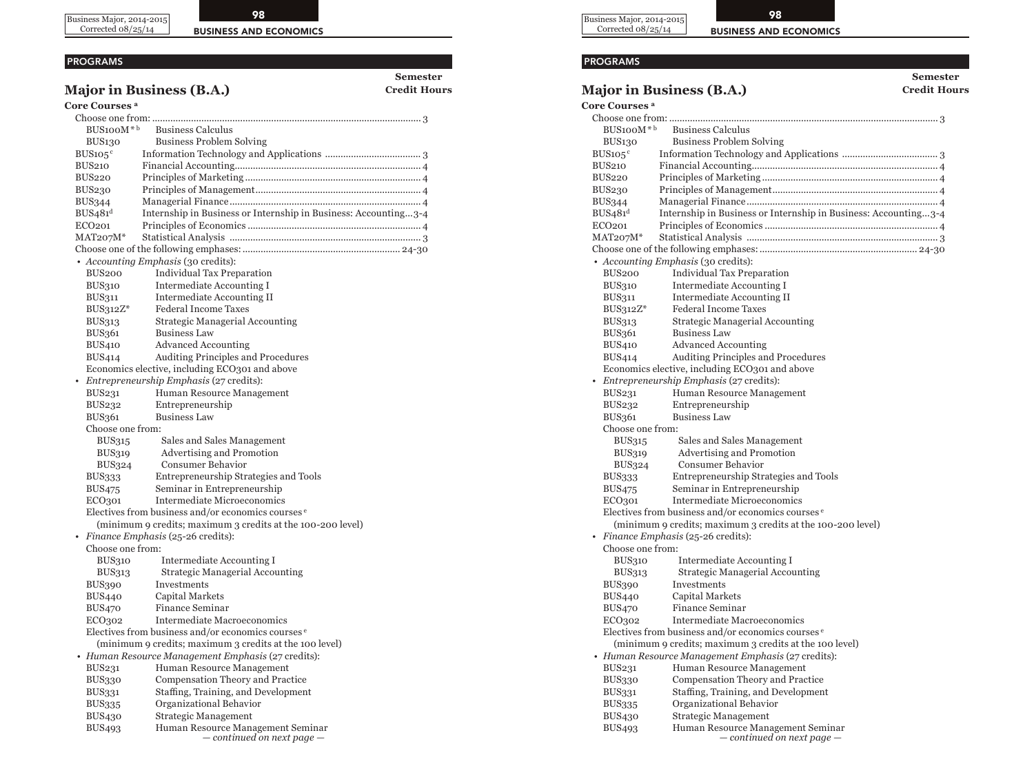## PROGRAMS

## Major in Business (B.A.)

**Semester Credit Hours**

**Core Courses** [a]

Choose one from: ............................................................ 3

- BUS100M* [b] Business Calculus
- BUS130 Business Problem Solving

| Course | Title | Credits |
|---|---|---|
| BUS105 [c] | Information Technology and Applications | 3 |
| BUS210 | Financial Accounting | 4 |
| BUS220 | Principles of Marketing | 4 |
| BUS230 | Principles of Management | 4 |
| BUS344 | Managerial Finance | 4 |
| BUS481 [d] | Internship in Business or Internship in Business: Accounting | 3-4 |
| ECO201 | Principles of Economics | 4 |
| MAT207M* | Statistical Analysis | 3 |

Choose one of the following emphases: ............................................................ 24-30

- *Accounting Emphasis* (30 credits):
  - BUS200 Individual Tax Preparation
  - BUS310 Intermediate Accounting I
  - BUS311 Intermediate Accounting II
  - BUS312Z* Federal Income Taxes
  - BUS313 Strategic Managerial Accounting
  - BUS361 Business Law
  - BUS410 Advanced Accounting
  - BUS414 Auditing Principles and Procedures
  - Economics elective, including ECO301 and above
- *Entrepreneurship Emphasis* (27 credits):
  - BUS231 Human Resource Management
  - BUS232 Entrepreneurship
  - BUS361 Business Law
  - Choose one from:
    - BUS315 Sales and Sales Management
    - BUS319 Advertising and Promotion
    - BUS324 Consumer Behavior
  - BUS333 Entrepreneurship Strategies and Tools
  - BUS475 Seminar in Entrepreneurship
  - ECO301 Intermediate Microeconomics
  - Electives from business and/or economics courses [e] (minimum 9 credits; maximum 3 credits at the 100-200 level)
- *Finance Emphasis* (25-26 credits):
  - Choose one from:
    - BUS310 Intermediate Accounting I
    - BUS313 Strategic Managerial Accounting
  - BUS390 Investments
  - BUS440 Capital Markets
  - BUS470 Finance Seminar
  - ECO302 Intermediate Macroeconomics
  - Electives from business and/or economics courses [e] (minimum 9 credits; maximum 3 credits at the 100 level)
- *Human Resource Management Emphasis* (27 credits):
  - BUS231 Human Resource Management
  - BUS330 Compensation Theory and Practice
  - BUS331 Staffing, Training, and Development
  - BUS335 Organizational Behavior
  - BUS430 Strategic Management
  - BUS493 Human Resource Management Seminar

*— continued on next page —*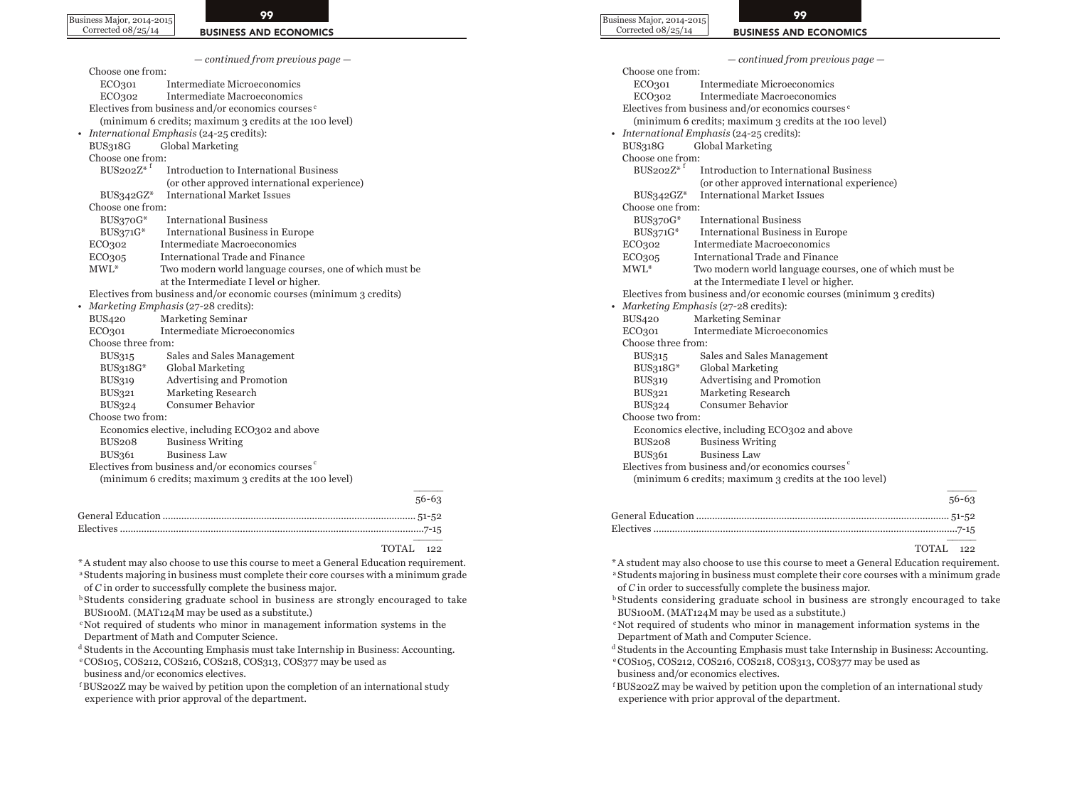*— continued from previous page —*

Choose one from:

- ECO301 Intermediate Microeconomics
- ECO302 Intermediate Macroeconomics

Electives from business and/or economics courses[c] (minimum 6 credits; maximum 3 credits at the 100 level)

- *International Emphasis* (24-25 credits):

BUS318G Global Marketing

Choose one from:

- BUS202Z*[f] Introduction to International Business (or other approved international experience)
- BUS342GZ* International Market Issues

Choose one from:

- BUS370G* International Business
- BUS371G* International Business in Europe

ECO302 Intermediate Macroeconomics

ECO305 International Trade and Finance

MWL* Two modern world language courses, one of which must be at the Intermediate I level or higher.

Electives from business and/or economic courses (minimum 3 credits)

- *Marketing Emphasis* (27-28 credits):

BUS420 Marketing Seminar

ECO301 Intermediate Microeconomics

Choose three from:

- BUS315 Sales and Sales Management
- BUS318G* Global Marketing
- BUS319 Advertising and Promotion
- BUS321 Marketing Research
- BUS324 Consumer Behavior

Choose two from:

- Economics elective, including ECO302 and above
- BUS208 Business Writing
- BUS361 Business Law

Electives from business and/or economics courses[c] (minimum 6 credits; maximum 3 credits at the 100 level)

56-63

General Education ... 51-52

Electives ... 7-15

TOTAL 122

\* A student may also choose to use this course to meet a General Education requirement.

[a] Students majoring in business must complete their core courses with a minimum grade of *C* in order to successfully complete the business major.

[b] Students considering graduate school in business are strongly encouraged to take BUS100M. (MAT124M may be used as a substitute.)

[c] Not required of students who minor in management information systems in the Department of Math and Computer Science.

[d] Students in the Accounting Emphasis must take Internship in Business: Accounting.

[e] COS105, COS212, COS216, COS218, COS313, COS377 may be used as business and/or economics electives.

[f] BUS202Z may be waived by petition upon the completion of an international study experience with prior approval of the department.